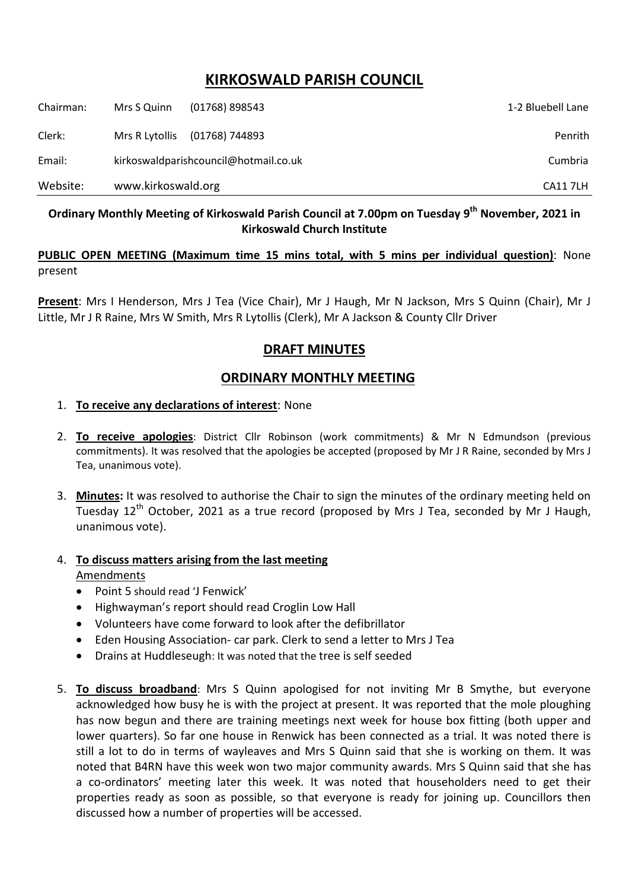# KIRKOSWALD PARISH COUNCIL

| | | | |
|---|---|---|---|
| Chairman: | Mrs S Quinn | (01768) 898543 | 1-2 Bluebell Lane |
| Clerk: | Mrs R Lytollis | (01768) 744893 | Penrith |
| Email: | kirkoswaldparishcouncil@hotmail.co.uk | | Cumbria |
| Website: | www.kirkoswald.org | | CA11 7LH |

**Ordinary Monthly Meeting of Kirkoswald Parish Council at 7.00pm on Tuesday 9th November, 2021 in Kirkoswald Church Institute**

**PUBLIC OPEN MEETING (Maximum time 15 mins total, with 5 mins per individual question)**: None present

**Present**: Mrs I Henderson, Mrs J Tea (Vice Chair), Mr J Haugh, Mr N Jackson, Mrs S Quinn (Chair), Mr J Little, Mr J R Raine, Mrs W Smith, Mrs R Lytollis (Clerk), Mr A Jackson & County Cllr Driver

## DRAFT MINUTES

## ORDINARY MONTHLY MEETING

1. **To receive any declarations of interest**: None

2. **To receive apologies**: District Cllr Robinson (work commitments) & Mr N Edmundson (previous commitments). It was resolved that the apologies be accepted (proposed by Mr J R Raine, seconded by Mrs J Tea, unanimous vote).

3. **Minutes:** It was resolved to authorise the Chair to sign the minutes of the ordinary meeting held on Tuesday 12th October, 2021 as a true record (proposed by Mrs J Tea, seconded by Mr J Haugh, unanimous vote).

4. **To discuss matters arising from the last meeting**

   Amendments

   - Point 5 should read 'J Fenwick'
   - Highwayman's report should read Croglin Low Hall
   - Volunteers have come forward to look after the defibrillator
   - Eden Housing Association- car park. Clerk to send a letter to Mrs J Tea
   - Drains at Huddleseugh: It was noted that the tree is self seeded

5. **To discuss broadband**: Mrs S Quinn apologised for not inviting Mr B Smythe, but everyone acknowledged how busy he is with the project at present. It was reported that the mole ploughing has now begun and there are training meetings next week for house box fitting (both upper and lower quarters). So far one house in Renwick has been connected as a trial. It was noted there is still a lot to do in terms of wayleaves and Mrs S Quinn said that she is working on them. It was noted that B4RN have this week won two major community awards. Mrs S Quinn said that she has a co-ordinators' meeting later this week. It was noted that householders need to get their properties ready as soon as possible, so that everyone is ready for joining up. Councillors then discussed how a number of properties will be accessed.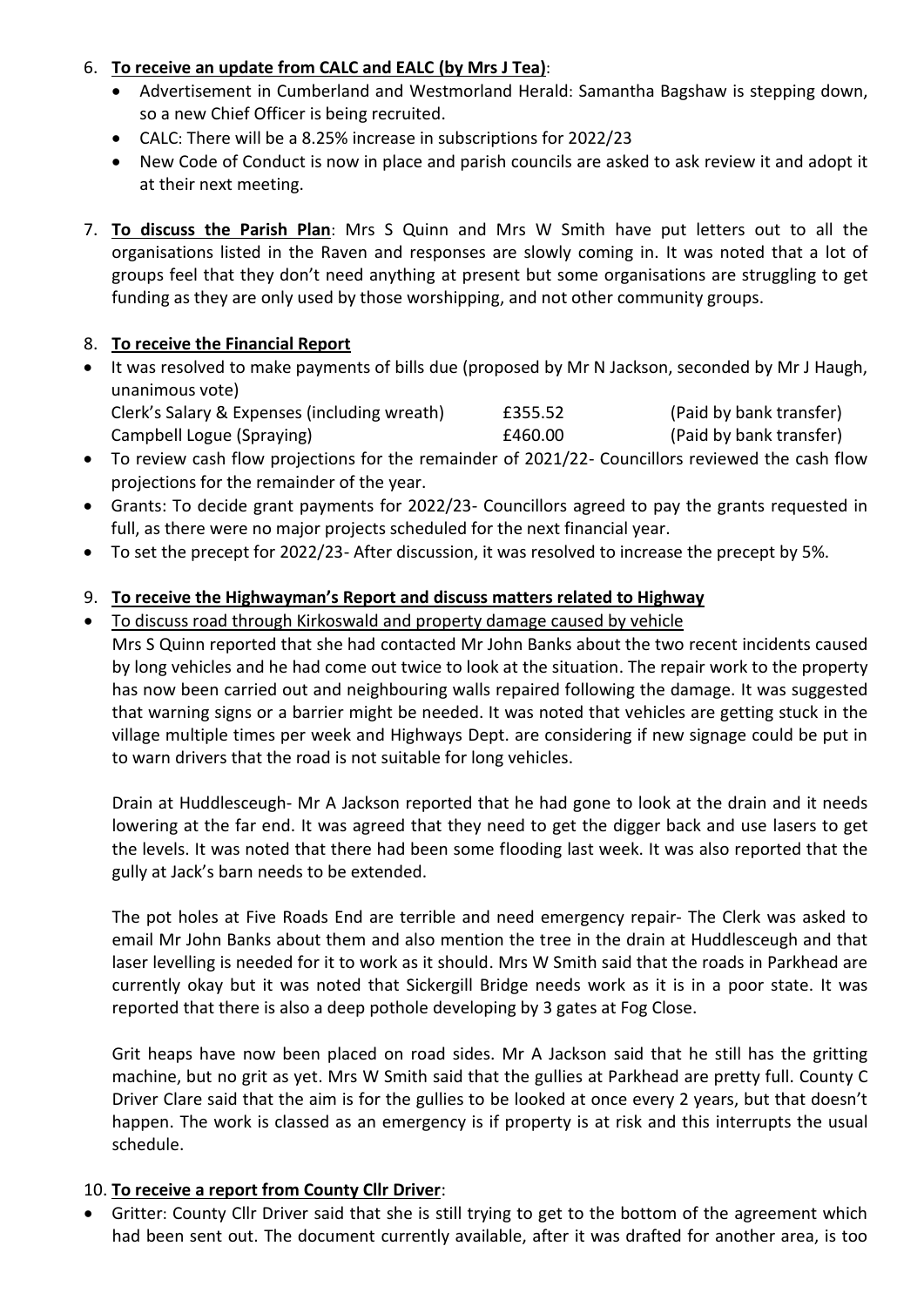6. **To receive an update from CALC and EALC (by Mrs J Tea)**:
   - Advertisement in Cumberland and Westmorland Herald: Samantha Bagshaw is stepping down, so a new Chief Officer is being recruited.
   - CALC: There will be a 8.25% increase in subscriptions for 2022/23
   - New Code of Conduct is now in place and parish councils are asked to ask review it and adopt it at their next meeting.

7. **To discuss the Parish Plan**: Mrs S Quinn and Mrs W Smith have put letters out to all the organisations listed in the Raven and responses are slowly coming in. It was noted that a lot of groups feel that they don't need anything at present but some organisations are struggling to get funding as they are only used by those worshipping, and not other community groups.

8. **To receive the Financial Report**

- It was resolved to make payments of bills due (proposed by Mr N Jackson, seconded by Mr J Haugh, unanimous vote)

| | | |
|---|---|---|
| Clerk's Salary & Expenses (including wreath) | £355.52 | (Paid by bank transfer) |
| Campbell Logue (Spraying) | £460.00 | (Paid by bank transfer) |

- To review cash flow projections for the remainder of 2021/22- Councillors reviewed the cash flow projections for the remainder of the year.
- Grants: To decide grant payments for 2022/23- Councillors agreed to pay the grants requested in full, as there were no major projects scheduled for the next financial year.
- To set the precept for 2022/23- After discussion, it was resolved to increase the precept by 5%.

9. **To receive the Highwayman's Report and discuss matters related to Highway**

- To discuss road through Kirkoswald and property damage caused by vehicle

Mrs S Quinn reported that she had contacted Mr John Banks about the two recent incidents caused by long vehicles and he had come out twice to look at the situation. The repair work to the property has now been carried out and neighbouring walls repaired following the damage. It was suggested that warning signs or a barrier might be needed. It was noted that vehicles are getting stuck in the village multiple times per week and Highways Dept. are considering if new signage could be put in to warn drivers that the road is not suitable for long vehicles.

Drain at Huddlesceugh- Mr A Jackson reported that he had gone to look at the drain and it needs lowering at the far end. It was agreed that they need to get the digger back and use lasers to get the levels. It was noted that there had been some flooding last week. It was also reported that the gully at Jack's barn needs to be extended.

The pot holes at Five Roads End are terrible and need emergency repair- The Clerk was asked to email Mr John Banks about them and also mention the tree in the drain at Huddlesceugh and that laser levelling is needed for it to work as it should. Mrs W Smith said that the roads in Parkhead are currently okay but it was noted that Sickergill Bridge needs work as it is in a poor state. It was reported that there is also a deep pothole developing by 3 gates at Fog Close.

Grit heaps have now been placed on road sides. Mr A Jackson said that he still has the gritting machine, but no grit as yet. Mrs W Smith said that the gullies at Parkhead are pretty full. County C Driver Clare said that the aim is for the gullies to be looked at once every 2 years, but that doesn't happen. The work is classed as an emergency is if property is at risk and this interrupts the usual schedule.

10. **To receive a report from County Cllr Driver**:

- Gritter: County Cllr Driver said that she is still trying to get to the bottom of the agreement which had been sent out. The document currently available, after it was drafted for another area, is too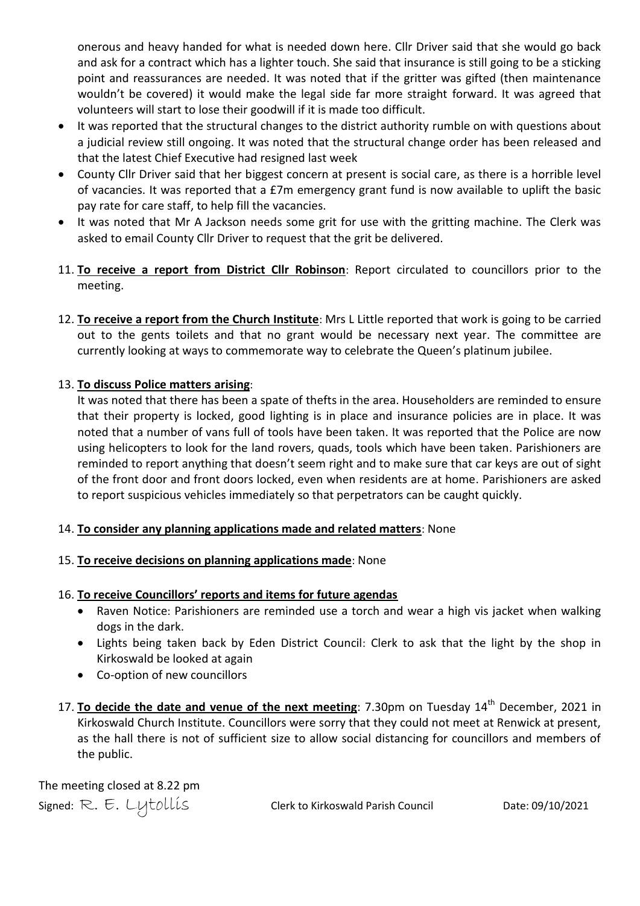onerous and heavy handed for what is needed down here. Cllr Driver said that she would go back and ask for a contract which has a lighter touch. She said that insurance is still going to be a sticking point and reassurances are needed. It was noted that if the gritter was gifted (then maintenance wouldn't be covered) it would make the legal side far more straight forward. It was agreed that volunteers will start to lose their goodwill if it is made too difficult.

- It was reported that the structural changes to the district authority rumble on with questions about a judicial review still ongoing. It was noted that the structural change order has been released and that the latest Chief Executive had resigned last week
- County Cllr Driver said that her biggest concern at present is social care, as there is a horrible level of vacancies. It was reported that a £7m emergency grant fund is now available to uplift the basic pay rate for care staff, to help fill the vacancies.
- It was noted that Mr A Jackson needs some grit for use with the gritting machine. The Clerk was asked to email County Cllr Driver to request that the grit be delivered.

11. **To receive a report from District Cllr Robinson**: Report circulated to councillors prior to the meeting.

12. **To receive a report from the Church Institute**: Mrs L Little reported that work is going to be carried out to the gents toilets and that no grant would be necessary next year. The committee are currently looking at ways to commemorate way to celebrate the Queen's platinum jubilee.

13. **To discuss Police matters arising**:
It was noted that there has been a spate of thefts in the area. Householders are reminded to ensure that their property is locked, good lighting is in place and insurance policies are in place. It was noted that a number of vans full of tools have been taken. It was reported that the Police are now using helicopters to look for the land rovers, quads, tools which have been taken. Parishioners are reminded to report anything that doesn't seem right and to make sure that car keys are out of sight of the front door and front doors locked, even when residents are at home. Parishioners are asked to report suspicious vehicles immediately so that perpetrators can be caught quickly.

14. **To consider any planning applications made and related matters**: None

15. **To receive decisions on planning applications made**: None

16. **To receive Councillors' reports and items for future agendas**
    - Raven Notice: Parishioners are reminded use a torch and wear a high vis jacket when walking dogs in the dark.
    - Lights being taken back by Eden District Council: Clerk to ask that the light by the shop in Kirkoswald be looked at again
    - Co-option of new councillors

17. **To decide the date and venue of the next meeting**: 7.30pm on Tuesday 14th December, 2021 in Kirkoswald Church Institute. Councillors were sorry that they could not meet at Renwick at present, as the hall there is not of sufficient size to allow social distancing for councillors and members of the public.

The meeting closed at 8.22 pm

Signed: R. E. Lytollis Clerk to Kirkoswald Parish Council Date: 09/10/2021